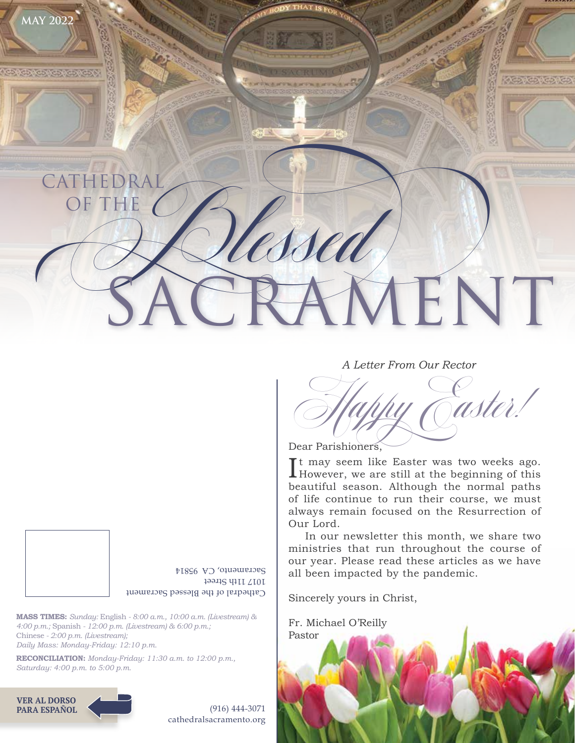MAY 2022

# CATHEDRAL OF THE *Blessed* SACRAMENT

*A Letter From Our Rector*

## *Happy Easter!*

Dear Parishioners,

It may seem like Easter was two weeks ago. However, we are still at the beginning of this beautiful season. Although the normal paths of life continue to run their course, we must always remain focused on the Resurrection of Our Lord.

In our newsletter this month, we share two ministries that run throughout the course of our year. Please read these articles as we have all been impacted by the pandemic.

Sincerely yours in Christ,

Fr. Michael O'Reilly
Pastor

Cathedral of the Blessed Sacrament
1017 11th Street
Sacramento, CA 95814

**MASS TIMES:** *Sunday:* English - *8:00 a.m., 10:00 a.m. (Livestream) & 4:00 p.m.;* Spanish - *12:00 p.m. (Livestream) & 6:00 p.m.;* Chinese - *2:00 p.m. (Livestream); Daily Mass: Monday-Friday: 12:10 p.m.*

**RECONCILIATION:** *Monday-Friday: 11:30 a.m. to 12:00 p.m., Saturday: 4:00 p.m. to 5:00 p.m.*

**VER AL DORSO PARA ESPAÑOL**

(916) 444-3071
cathedralsacramento.org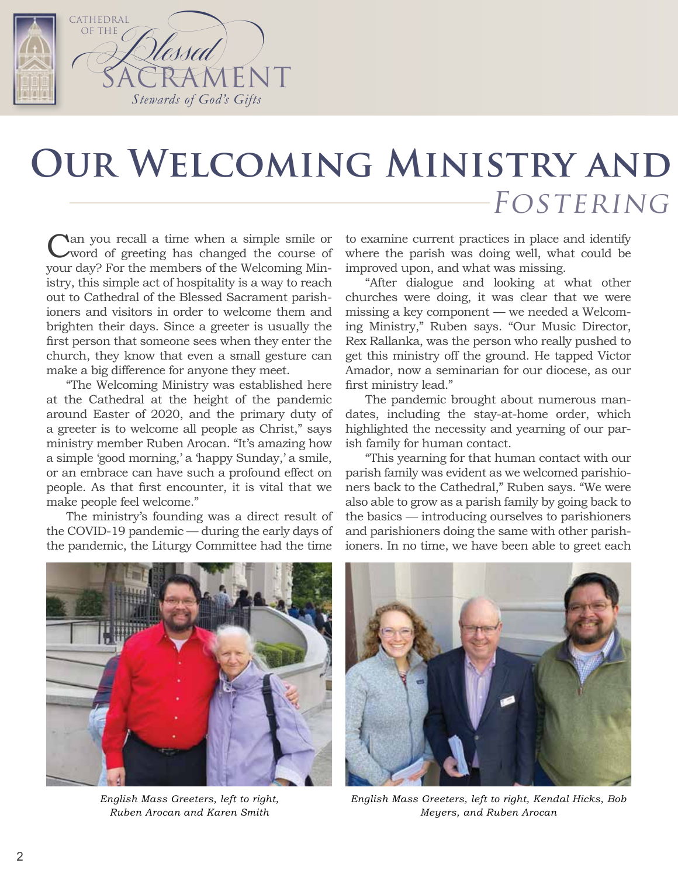# Our Welcoming Ministry and *Fostering*

Can you recall a time when a simple smile or word of greeting has changed the course of your day? For the members of the Welcoming Ministry, this simple act of hospitality is a way to reach out to Cathedral of the Blessed Sacrament parishioners and visitors in order to welcome them and brighten their days. Since a greeter is usually the first person that someone sees when they enter the church, they know that even a small gesture can make a big difference for anyone they meet.

"The Welcoming Ministry was established here at the Cathedral at the height of the pandemic around Easter of 2020, and the primary duty of a greeter is to welcome all people as Christ," says ministry member Ruben Arocan. "It's amazing how a simple 'good morning,' a 'happy Sunday,' a smile, or an embrace can have such a profound effect on people. As that first encounter, it is vital that we make people feel welcome."

The ministry's founding was a direct result of the COVID-19 pandemic — during the early days of the pandemic, the Liturgy Committee had the time to examine current practices in place and identify where the parish was doing well, what could be improved upon, and what was missing.

"After dialogue and looking at what other churches were doing, it was clear that we were missing a key component — we needed a Welcoming Ministry," Ruben says. "Our Music Director, Rex Rallanka, was the person who really pushed to get this ministry off the ground. He tapped Victor Amador, now a seminarian for our diocese, as our first ministry lead."

The pandemic brought about numerous mandates, including the stay-at-home order, which highlighted the necessity and yearning of our parish family for human contact.

"This yearning for that human contact with our parish family was evident as we welcomed parishioners back to the Cathedral," Ruben says. "We were also able to grow as a parish family by going back to the basics — introducing ourselves to parishioners and parishioners doing the same with other parishioners. In no time, we have been able to greet each

*English Mass Greeters, left to right, Ruben Arocan and Karen Smith*

*English Mass Greeters, left to right, Kendal Hicks, Bob Meyers, and Ruben Arocan*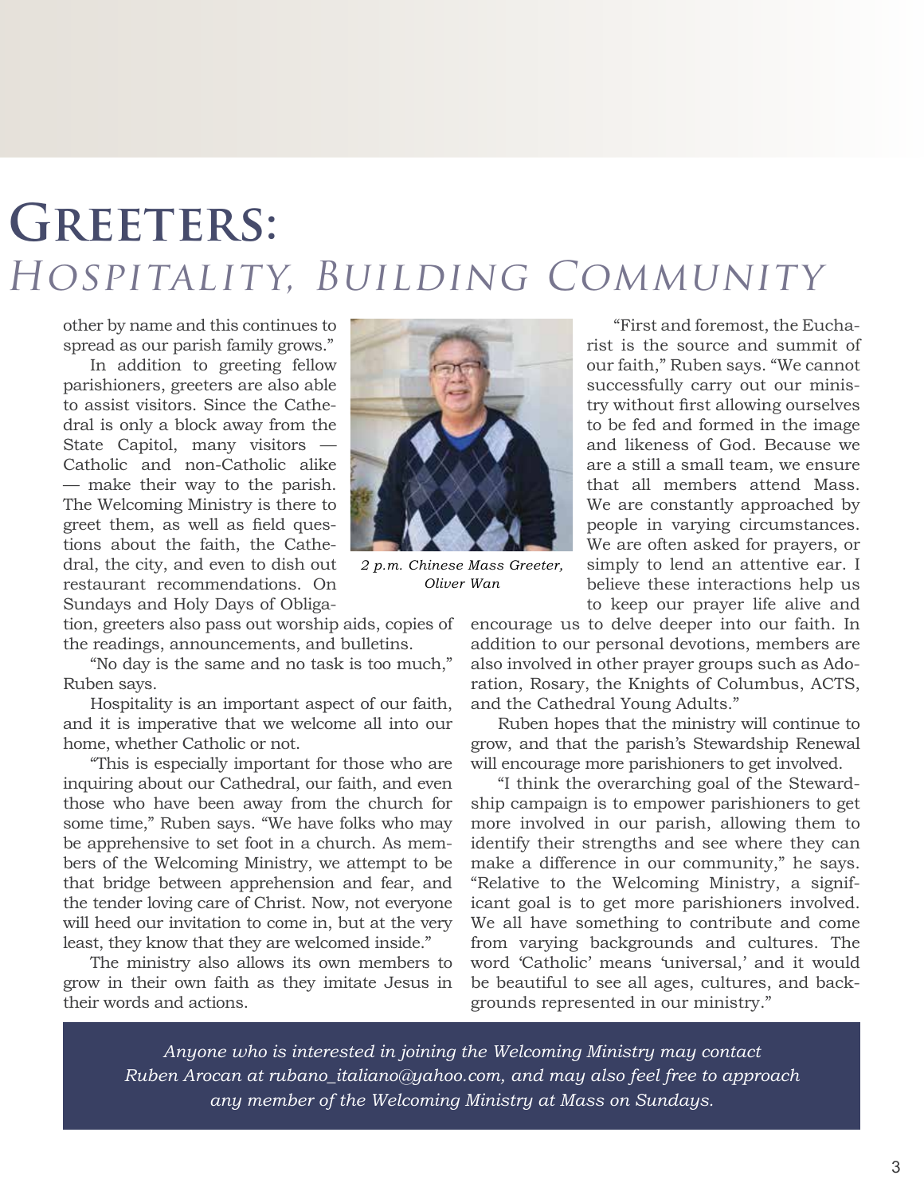# Greeters:
## *Hospitality, Building Community*

other by name and this continues to spread as our parish family grows."

In addition to greeting fellow parishioners, greeters are also able to assist visitors. Since the Cathedral is only a block away from the State Capitol, many visitors — Catholic and non-Catholic alike — make their way to the parish. The Welcoming Ministry is there to greet them, as well as field questions about the faith, the Cathedral, the city, and even to dish out restaurant recommendations. On Sundays and Holy Days of Obligation, greeters also pass out worship aids, copies of the readings, announcements, and bulletins.

*2 p.m. Chinese Mass Greeter, Oliver Wan*

"No day is the same and no task is too much," Ruben says.

Hospitality is an important aspect of our faith, and it is imperative that we welcome all into our home, whether Catholic or not.

"This is especially important for those who are inquiring about our Cathedral, our faith, and even those who have been away from the church for some time," Ruben says. "We have folks who may be apprehensive to set foot in a church. As members of the Welcoming Ministry, we attempt to be that bridge between apprehension and fear, and the tender loving care of Christ. Now, not everyone will heed our invitation to come in, but at the very least, they know that they are welcomed inside."

The ministry also allows its own members to grow in their own faith as they imitate Jesus in their words and actions.

"First and foremost, the Eucharist is the source and summit of our faith," Ruben says. "We cannot successfully carry out our ministry without first allowing ourselves to be fed and formed in the image and likeness of God. Because we are a still a small team, we ensure that all members attend Mass. We are constantly approached by people in varying circumstances. We are often asked for prayers, or simply to lend an attentive ear. I believe these interactions help us to keep our prayer life alive and encourage us to delve deeper into our faith. In addition to our personal devotions, members are also involved in other prayer groups such as Adoration, Rosary, the Knights of Columbus, ACTS, and the Cathedral Young Adults."

Ruben hopes that the ministry will continue to grow, and that the parish's Stewardship Renewal will encourage more parishioners to get involved.

"I think the overarching goal of the Stewardship campaign is to empower parishioners to get more involved in our parish, allowing them to identify their strengths and see where they can make a difference in our community," he says. "Relative to the Welcoming Ministry, a significant goal is to get more parishioners involved. We all have something to contribute and come from varying backgrounds and cultures. The word 'Catholic' means 'universal,' and it would be beautiful to see all ages, cultures, and backgrounds represented in our ministry."

*Anyone who is interested in joining the Welcoming Ministry may contact Ruben Arocan at rubano_italiano@yahoo.com, and may also feel free to approach any member of the Welcoming Ministry at Mass on Sundays.*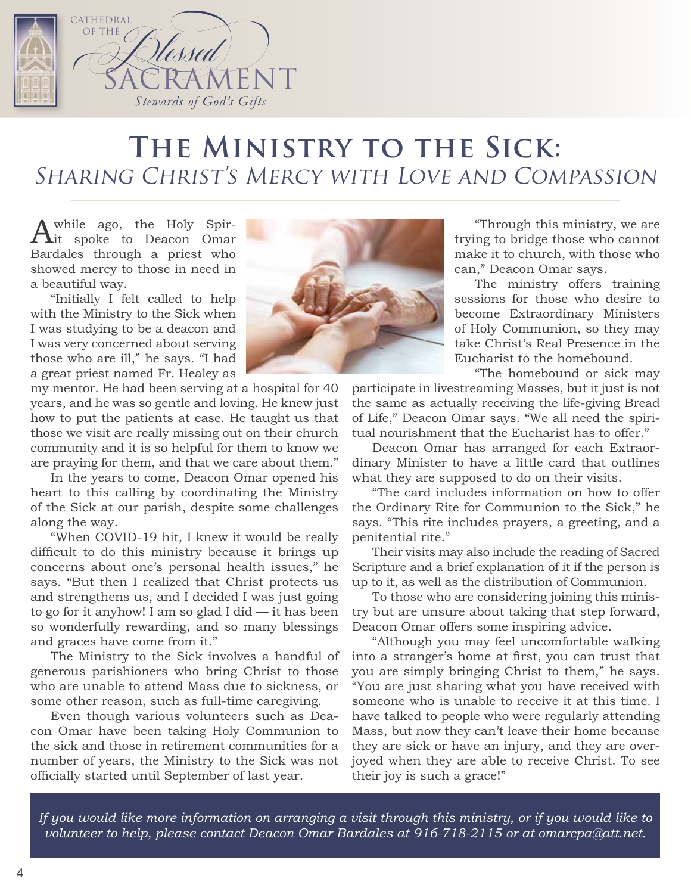# The Ministry to the Sick:

## *Sharing Christ's Mercy with Love and Compassion*

A while ago, the Holy Spirit spoke to Deacon Omar Bardales through a priest who showed mercy to those in need in a beautiful way.

"Initially I felt called to help with the Ministry to the Sick when I was studying to be a deacon and I was very concerned about serving those who are ill," he says. "I had a great priest named Fr. Healey as my mentor. He had been serving at a hospital for 40 years, and he was so gentle and loving. He knew just how to put the patients at ease. He taught us that those we visit are really missing out on their church community and it is so helpful for them to know we are praying for them, and that we care about them."

In the years to come, Deacon Omar opened his heart to this calling by coordinating the Ministry of the Sick at our parish, despite some challenges along the way.

"When COVID-19 hit, I knew it would be really difficult to do this ministry because it brings up concerns about one's personal health issues," he says. "But then I realized that Christ protects us and strengthens us, and I decided I was just going to go for it anyhow! I am so glad I did — it has been so wonderfully rewarding, and so many blessings and graces have come from it."

The Ministry to the Sick involves a handful of generous parishioners who bring Christ to those who are unable to attend Mass due to sickness, or some other reason, such as full-time caregiving.

Even though various volunteers such as Deacon Omar have been taking Holy Communion to the sick and those in retirement communities for a number of years, the Ministry to the Sick was not officially started until September of last year.

"Through this ministry, we are trying to bridge those who cannot make it to church, with those who can," Deacon Omar says.

The ministry offers training sessions for those who desire to become Extraordinary Ministers of Holy Communion, so they may take Christ's Real Presence in the Eucharist to the homebound.

"The homebound or sick may participate in livestreaming Masses, but it just is not the same as actually receiving the life-giving Bread of Life," Deacon Omar says. "We all need the spiritual nourishment that the Eucharist has to offer."

Deacon Omar has arranged for each Extraordinary Minister to have a little card that outlines what they are supposed to do on their visits.

"The card includes information on how to offer the Ordinary Rite for Communion to the Sick," he says. "This rite includes prayers, a greeting, and a penitential rite."

Their visits may also include the reading of Sacred Scripture and a brief explanation of it if the person is up to it, as well as the distribution of Communion.

To those who are considering joining this ministry but are unsure about taking that step forward, Deacon Omar offers some inspiring advice.

"Although you may feel uncomfortable walking into a stranger's home at first, you can trust that you are simply bringing Christ to them," he says. "You are just sharing what you have received with someone who is unable to receive it at this time. I have talked to people who were regularly attending Mass, but now they can't leave their home because they are sick or have an injury, and they are overjoyed when they are able to receive Christ. To see their joy is such a grace!"

*If you would like more information on arranging a visit through this ministry, or if you would like to volunteer to help, please contact Deacon Omar Bardales at 916-718-2115 or at omarcpa@att.net.*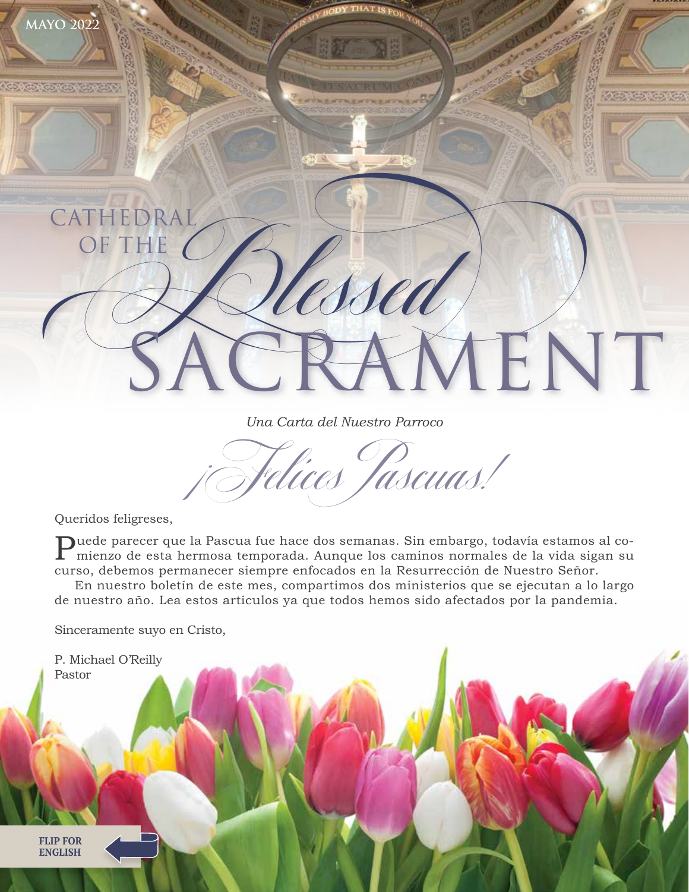MAYO 2022

# CATHEDRAL OF THE *Blessed* SACRAMENT

*Una Carta del Nuestro Parroco*

## *¡Felices Pascuas!*

Queridos feligreses,

Puede parecer que la Pascua fue hace dos semanas. Sin embargo, todavía estamos al comienzo de esta hermosa temporada. Aunque los caminos normales de la vida sigan su curso, debemos permanecer siempre enfocados en la Resurrección de Nuestro Señor.

En nuestro boletín de este mes, compartimos dos ministerios que se ejecutan a lo largo de nuestro año. Lea estos artículos ya que todos hemos sido afectados por la pandemia.

Sinceramente suyo en Cristo,

P. Michael O'Reilly
Pastor

**FLIP FOR ENGLISH**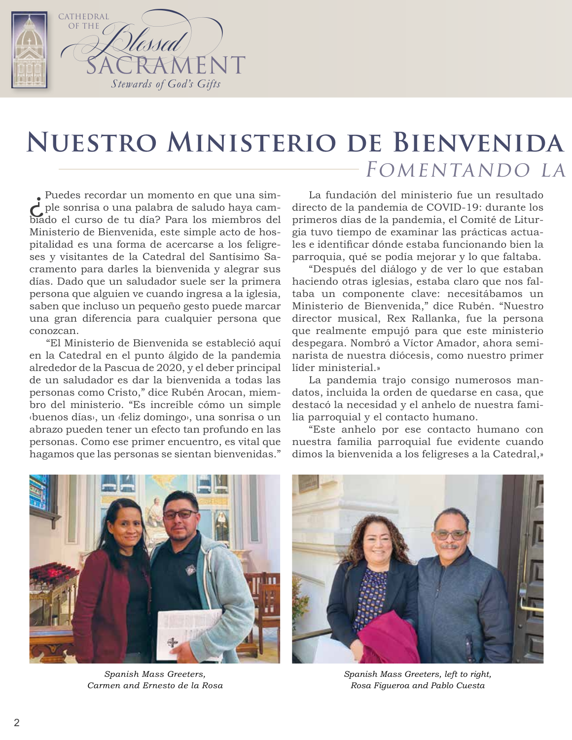# Nuestro Ministerio de Bienvenida

## *Fomentando la*

¿Puedes recordar un momento en que una simple sonrisa o una palabra de saludo haya cambiado el curso de tu día? Para los miembros del Ministerio de Bienvenida, este simple acto de hospitalidad es una forma de acercarse a los feligreses y visitantes de la Catedral del Santísimo Sacramento para darles la bienvenida y alegrar sus días. Dado que un saludador suele ser la primera persona que alguien ve cuando ingresa a la iglesia, saben que incluso un pequeño gesto puede marcar una gran diferencia para cualquier persona que conozcan.

"El Ministerio de Bienvenida se estableció aquí en la Catedral en el punto álgido de la pandemia alrededor de la Pascua de 2020, y el deber principal de un saludador es dar la bienvenida a todas las personas como Cristo," dice Rubén Arocan, miembro del ministerio. "Es increíble cómo un simple ‹buenos días›, un ‹feliz domingo›, una sonrisa o un abrazo pueden tener un efecto tan profundo en las personas. Como ese primer encuentro, es vital que hagamos que las personas se sientan bienvenidas."

La fundación del ministerio fue un resultado directo de la pandemia de COVID-19: durante los primeros días de la pandemia, el Comité de Liturgia tuvo tiempo de examinar las prácticas actuales e identificar dónde estaba funcionando bien la parroquia, qué se podía mejorar y lo que faltaba.

"Después del diálogo y de ver lo que estaban haciendo otras iglesias, estaba claro que nos faltaba un componente clave: necesitábamos un Ministerio de Bienvenida," dice Rubén. "Nuestro director musical, Rex Rallanka, fue la persona que realmente empujó para que este ministerio despegara. Nombró a Víctor Amador, ahora seminarista de nuestra diócesis, como nuestro primer líder ministerial.»

La pandemia trajo consigo numerosos mandatos, incluida la orden de quedarse en casa, que destacó la necesidad y el anhelo de nuestra familia parroquial y el contacto humano.

"Este anhelo por ese contacto humano con nuestra familia parroquial fue evidente cuando dimos la bienvenida a los feligreses a la Catedral,»

*Spanish Mass Greeters, Carmen and Ernesto de la Rosa*

*Spanish Mass Greeters, left to right, Rosa Figueroa and Pablo Cuesta*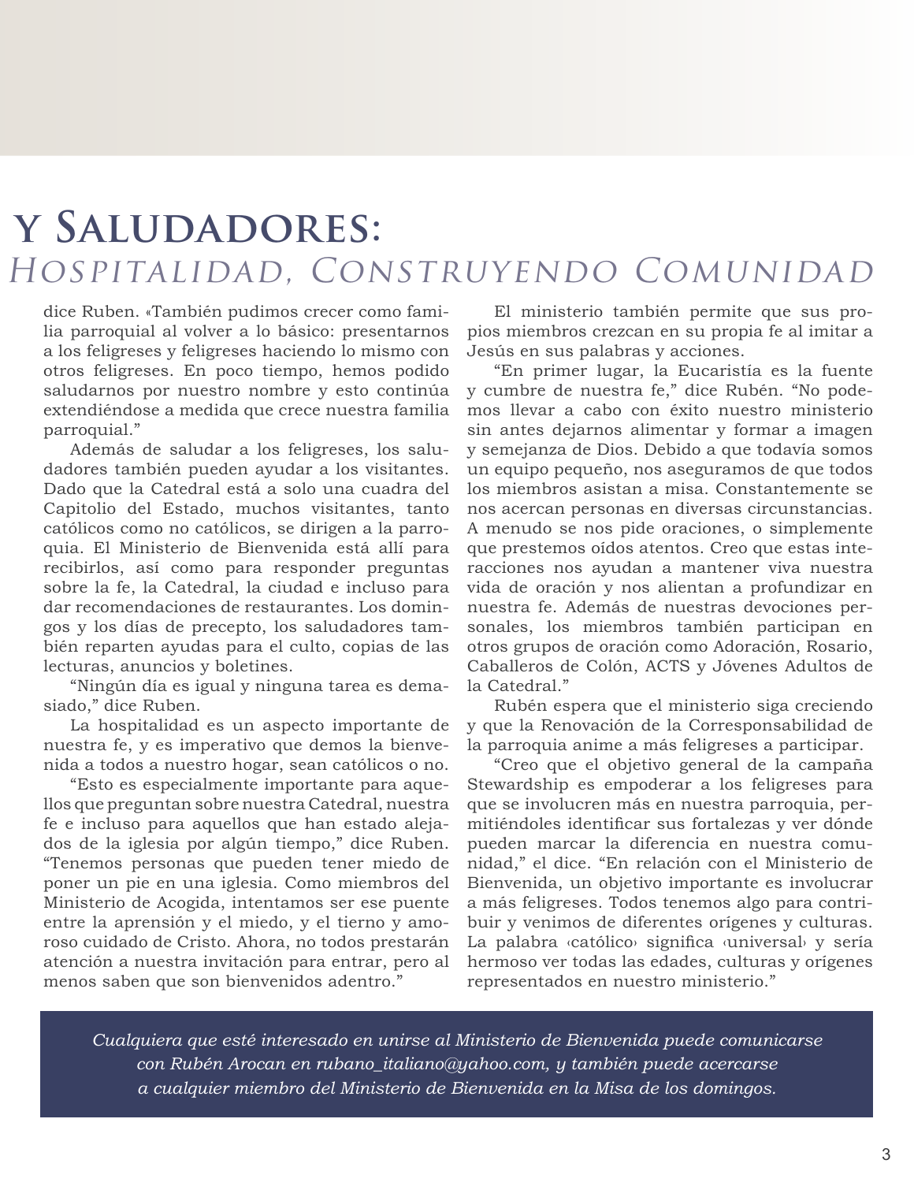# y Saludadores:
## *Hospitalidad, Construyendo Comunidad*

dice Ruben. «También pudimos crecer como familia parroquial al volver a lo básico: presentarnos a los feligreses y feligreses haciendo lo mismo con otros feligreses. En poco tiempo, hemos podido saludarnos por nuestro nombre y esto continúa extendiéndose a medida que crece nuestra familia parroquial."

Además de saludar a los feligreses, los saludadores también pueden ayudar a los visitantes. Dado que la Catedral está a solo una cuadra del Capitolio del Estado, muchos visitantes, tanto católicos como no católicos, se dirigen a la parroquia. El Ministerio de Bienvenida está allí para recibirlos, así como para responder preguntas sobre la fe, la Catedral, la ciudad e incluso para dar recomendaciones de restaurantes. Los domingos y los días de precepto, los saludadores también reparten ayudas para el culto, copias de las lecturas, anuncios y boletines.

"Ningún día es igual y ninguna tarea es demasiado," dice Ruben.

La hospitalidad es un aspecto importante de nuestra fe, y es imperativo que demos la bienvenida a todos a nuestro hogar, sean católicos o no.

"Esto es especialmente importante para aquellos que preguntan sobre nuestra Catedral, nuestra fe e incluso para aquellos que han estado alejados de la iglesia por algún tiempo," dice Ruben. "Tenemos personas que pueden tener miedo de poner un pie en una iglesia. Como miembros del Ministerio de Acogida, intentamos ser ese puente entre la aprensión y el miedo, y el tierno y amoroso cuidado de Cristo. Ahora, no todos prestarán atención a nuestra invitación para entrar, pero al menos saben que son bienvenidos adentro."

El ministerio también permite que sus propios miembros crezcan en su propia fe al imitar a Jesús en sus palabras y acciones.

"En primer lugar, la Eucaristía es la fuente y cumbre de nuestra fe," dice Rubén. "No podemos llevar a cabo con éxito nuestro ministerio sin antes dejarnos alimentar y formar a imagen y semejanza de Dios. Debido a que todavía somos un equipo pequeño, nos aseguramos de que todos los miembros asistan a misa. Constantemente se nos acercan personas en diversas circunstancias. A menudo se nos pide oraciones, o simplemente que prestemos oídos atentos. Creo que estas interacciones nos ayudan a mantener viva nuestra vida de oración y nos alientan a profundizar en nuestra fe. Además de nuestras devociones personales, los miembros también participan en otros grupos de oración como Adoración, Rosario, Caballeros de Colón, ACTS y Jóvenes Adultos de la Catedral."

Rubén espera que el ministerio siga creciendo y que la Renovación de la Corresponsabilidad de la parroquia anime a más feligreses a participar.

"Creo que el objetivo general de la campaña Stewardship es empoderar a los feligreses para que se involucren más en nuestra parroquia, permitiéndoles identificar sus fortalezas y ver dónde pueden marcar la diferencia en nuestra comunidad," el dice. "En relación con el Ministerio de Bienvenida, un objetivo importante es involucrar a más feligreses. Todos tenemos algo para contribuir y venimos de diferentes orígenes y culturas. La palabra ‹católico› significa ‹universal› y sería hermoso ver todas las edades, culturas y orígenes representados en nuestro ministerio."

*Cualquiera que esté interesado en unirse al Ministerio de Bienvenida puede comunicarse con Rubén Arocan en rubano_italiano@yahoo.com, y también puede acercarse a cualquier miembro del Ministerio de Bienvenida en la Misa de los domingos.*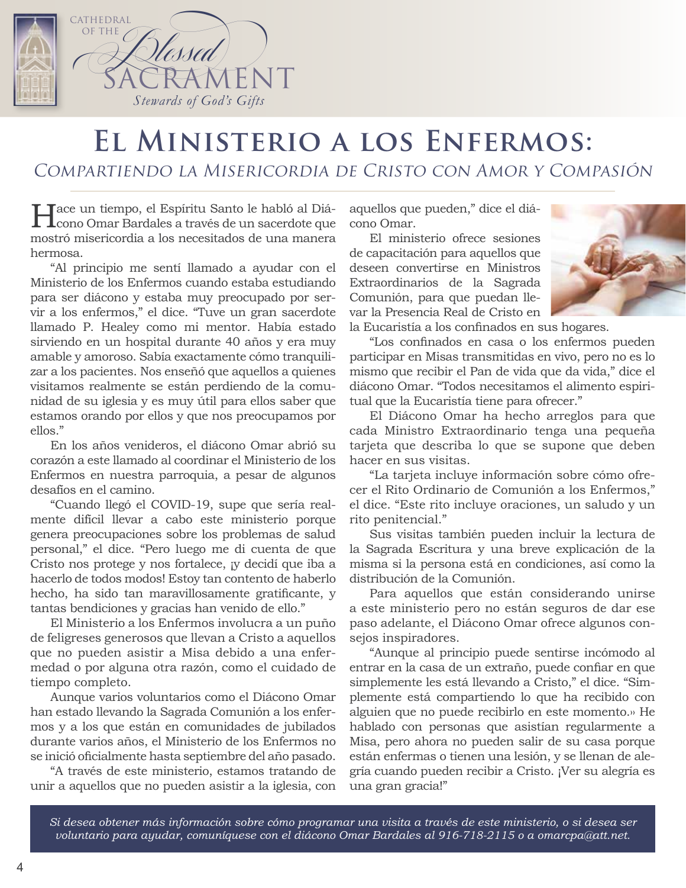# El Ministerio a los Enfermos:

## *Compartiendo la Misericordia de Cristo con Amor y Compasión*

Hace un tiempo, el Espíritu Santo le habló al Diácono Omar Bardales a través de un sacerdote que mostró misericordia a los necesitados de una manera hermosa.

"Al principio me sentí llamado a ayudar con el Ministerio de los Enfermos cuando estaba estudiando para ser diácono y estaba muy preocupado por servir a los enfermos," el dice. "Tuve un gran sacerdote llamado P. Healey como mi mentor. Había estado sirviendo en un hospital durante 40 años y era muy amable y amoroso. Sabía exactamente cómo tranquilizar a los pacientes. Nos enseñó que aquellos a quienes visitamos realmente se están perdiendo de la comunidad de su iglesia y es muy útil para ellos saber que estamos orando por ellos y que nos preocupamos por ellos."

En los años venideros, el diácono Omar abrió su corazón a este llamado al coordinar el Ministerio de los Enfermos en nuestra parroquia, a pesar de algunos desafíos en el camino.

"Cuando llegó el COVID-19, supe que sería realmente difícil llevar a cabo este ministerio porque genera preocupaciones sobre los problemas de salud personal," el dice. "Pero luego me di cuenta de que Cristo nos protege y nos fortalece, ¡y decidí que iba a hacerlo de todos modos! Estoy tan contento de haberlo hecho, ha sido tan maravillosamente gratificante, y tantas bendiciones y gracias han venido de ello."

El Ministerio a los Enfermos involucra a un puño de feligreses generosos que llevan a Cristo a aquellos que no pueden asistir a Misa debido a una enfermedad o por alguna otra razón, como el cuidado de tiempo completo.

Aunque varios voluntarios como el Diácono Omar han estado llevando la Sagrada Comunión a los enfermos y a los que están en comunidades de jubilados durante varios años, el Ministerio de los Enfermos no se inició oficialmente hasta septiembre del año pasado.

"A través de este ministerio, estamos tratando de unir a aquellos que no pueden asistir a la iglesia, con aquellos que pueden," dice el diácono Omar.

El ministerio ofrece sesiones de capacitación para aquellos que deseen convertirse en Ministros Extraordinarios de la Sagrada Comunión, para que puedan llevar la Presencia Real de Cristo en la Eucaristía a los confinados en sus hogares.

"Los confinados en casa o los enfermos pueden participar en Misas transmitidas en vivo, pero no es lo mismo que recibir el Pan de vida que da vida," dice el diácono Omar. "Todos necesitamos el alimento espiritual que la Eucaristía tiene para ofrecer."

El Diácono Omar ha hecho arreglos para que cada Ministro Extraordinario tenga una pequeña tarjeta que describa lo que se supone que deben hacer en sus visitas.

"La tarjeta incluye información sobre cómo ofrecer el Rito Ordinario de Comunión a los Enfermos," el dice. "Este rito incluye oraciones, un saludo y un rito penitencial."

Sus visitas también pueden incluir la lectura de la Sagrada Escritura y una breve explicación de la misma si la persona está en condiciones, así como la distribución de la Comunión.

Para aquellos que están considerando unirse a este ministerio pero no están seguros de dar ese paso adelante, el Diácono Omar ofrece algunos consejos inspiradores.

"Aunque al principio puede sentirse incómodo al entrar en la casa de un extraño, puede confiar en que simplemente les está llevando a Cristo," el dice. "Simplemente está compartiendo lo que ha recibido con alguien que no puede recibirlo en este momento.» He hablado con personas que asistían regularmente a Misa, pero ahora no pueden salir de su casa porque están enfermas o tienen una lesión, y se llenan de alegría cuando pueden recibir a Cristo. ¡Ver su alegría es una gran gracia!"

*Si desea obtener más información sobre cómo programar una visita a través de este ministerio, o si desea ser voluntario para ayudar, comuníquese con el diácono Omar Bardales al 916-718-2115 o a omarcpa@att.net.*